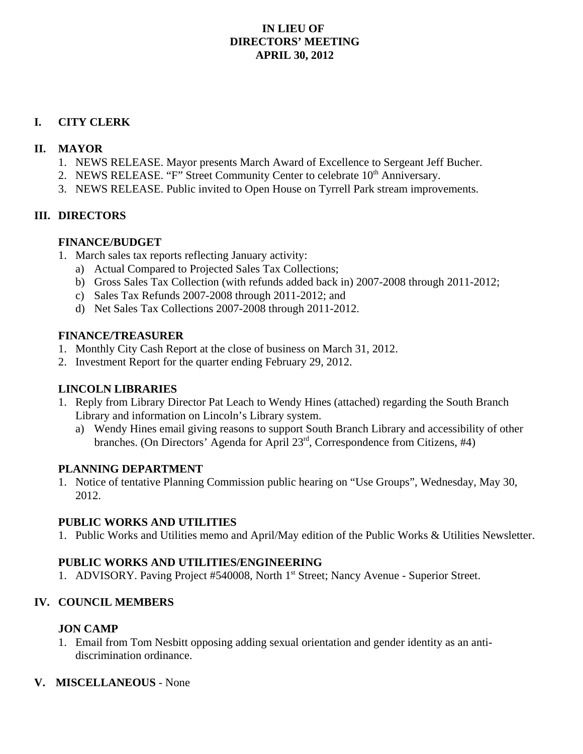# IN LIEU OF
# DIRECTORS' MEETING
# APRIL 30, 2012

## I. CITY CLERK

## II. MAYOR

1. NEWS RELEASE. Mayor presents March Award of Excellence to Sergeant Jeff Bucher.
2. NEWS RELEASE. "F" Street Community Center to celebrate 10th Anniversary.
3. NEWS RELEASE. Public invited to Open House on Tyrrell Park stream improvements.

## III. DIRECTORS

### FINANCE/BUDGET

1. March sales tax reports reflecting January activity:
   a) Actual Compared to Projected Sales Tax Collections;
   b) Gross Sales Tax Collection (with refunds added back in) 2007-2008 through 2011-2012;
   c) Sales Tax Refunds 2007-2008 through 2011-2012; and
   d) Net Sales Tax Collections 2007-2008 through 2011-2012.

### FINANCE/TREASURER

1. Monthly City Cash Report at the close of business on March 31, 2012.
2. Investment Report for the quarter ending February 29, 2012.

### LINCOLN LIBRARIES

1. Reply from Library Director Pat Leach to Wendy Hines (attached) regarding the South Branch Library and information on Lincoln's Library system.
   a) Wendy Hines email giving reasons to support South Branch Library and accessibility of other branches. (On Directors' Agenda for April 23rd, Correspondence from Citizens, #4)

### PLANNING DEPARTMENT

1. Notice of tentative Planning Commission public hearing on "Use Groups", Wednesday, May 30, 2012.

### PUBLIC WORKS AND UTILITIES

1. Public Works and Utilities memo and April/May edition of the Public Works & Utilities Newsletter.

### PUBLIC WORKS AND UTILITIES/ENGINEERING

1. ADVISORY. Paving Project #540008, North 1st Street; Nancy Avenue - Superior Street.

## IV. COUNCIL MEMBERS

### JON CAMP

1. Email from Tom Nesbitt opposing adding sexual orientation and gender identity as an anti-discrimination ordinance.

## V. MISCELLANEOUS - None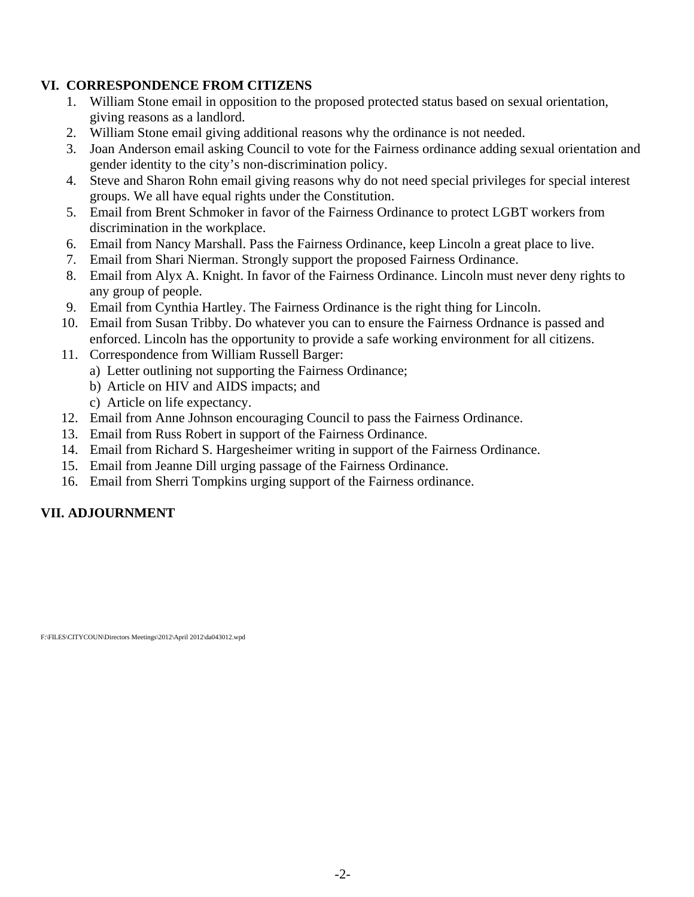## VI. CORRESPONDENCE FROM CITIZENS

1. William Stone email in opposition to the proposed protected status based on sexual orientation, giving reasons as a landlord.
2. William Stone email giving additional reasons why the ordinance is not needed.
3. Joan Anderson email asking Council to vote for the Fairness ordinance adding sexual orientation and gender identity to the city's non-discrimination policy.
4. Steve and Sharon Rohn email giving reasons why do not need special privileges for special interest groups. We all have equal rights under the Constitution.
5. Email from Brent Schmoker in favor of the Fairness Ordinance to protect LGBT workers from discrimination in the workplace.
6. Email from Nancy Marshall. Pass the Fairness Ordinance, keep Lincoln a great place to live.
7. Email from Shari Nierman. Strongly support the proposed Fairness Ordinance.
8. Email from Alyx A. Knight. In favor of the Fairness Ordinance. Lincoln must never deny rights to any group of people.
9. Email from Cynthia Hartley. The Fairness Ordinance is the right thing for Lincoln.
10. Email from Susan Tribby. Do whatever you can to ensure the Fairness Ordnance is passed and enforced. Lincoln has the opportunity to provide a safe working environment for all citizens.
11. Correspondence from William Russell Barger:
    a) Letter outlining not supporting the Fairness Ordinance;
    b) Article on HIV and AIDS impacts; and
    c) Article on life expectancy.
12. Email from Anne Johnson encouraging Council to pass the Fairness Ordinance.
13. Email from Russ Robert in support of the Fairness Ordinance.
14. Email from Richard S. Hargesheimer writing in support of the Fairness Ordinance.
15. Email from Jeanne Dill urging passage of the Fairness Ordinance.
16. Email from Sherri Tompkins urging support of the Fairness ordinance.

## VII. ADJOURNMENT

F:\FILES\CITYCOUN\Directors Meetings\2012\April 2012\da043012.wpd